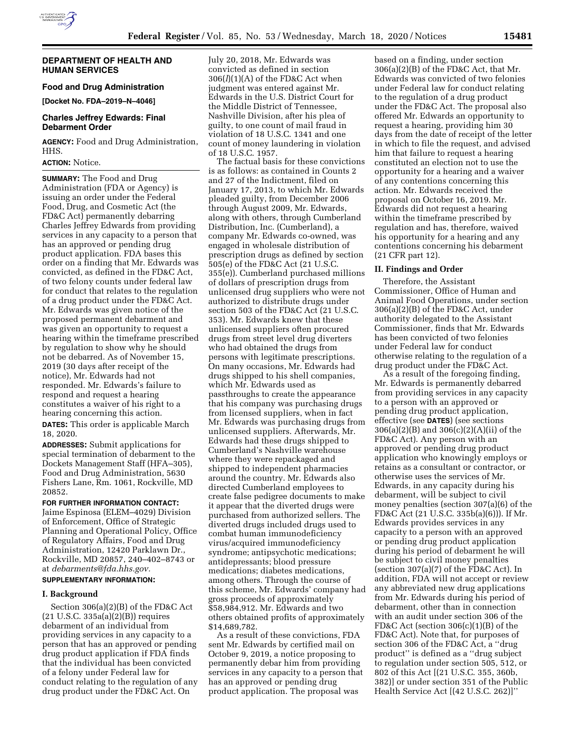## DEPARTMENT OF HEALTH AND HUMAN SERVICES

### Food and Drug Administration

**[Docket No. FDA–2019–N–4046]**

### Charles Jeffrey Edwards: Final Debarment Order

**AGENCY:** Food and Drug Administration, HHS.

**ACTION:** Notice.

**SUMMARY:** The Food and Drug Administration (FDA or Agency) is issuing an order under the Federal Food, Drug, and Cosmetic Act (the FD&C Act) permanently debarring Charles Jeffrey Edwards from providing services in any capacity to a person that has an approved or pending drug product application. FDA bases this order on a finding that Mr. Edwards was convicted, as defined in the FD&C Act, of two felony counts under federal law for conduct that relates to the regulation of a drug product under the FD&C Act. Mr. Edwards was given notice of the proposed permanent debarment and was given an opportunity to request a hearing within the timeframe prescribed by regulation to show why he should not be debarred. As of November 15, 2019 (30 days after receipt of the notice), Mr. Edwards had not responded. Mr. Edwards's failure to respond and request a hearing constitutes a waiver of his right to a hearing concerning this action.

**DATES:** This order is applicable March 18, 2020.

**ADDRESSES:** Submit applications for special termination of debarment to the Dockets Management Staff (HFA–305), Food and Drug Administration, 5630 Fishers Lane, Rm. 1061, Rockville, MD 20852.

**FOR FURTHER INFORMATION CONTACT:** Jaime Espinosa (ELEM–4029) Division of Enforcement, Office of Strategic Planning and Operational Policy, Office of Regulatory Affairs, Food and Drug Administration, 12420 Parklawn Dr., Rockville, MD 20857, 240–402–8743 or at *debarments@fda.hhs.gov.*

**SUPPLEMENTARY INFORMATION:**

### I. Background

Section 306(a)(2)(B) of the FD&C Act (21 U.S.C. 335a(a)(2)(B)) requires debarment of an individual from providing services in any capacity to a person that has an approved or pending drug product application if FDA finds that the individual has been convicted of a felony under Federal law for conduct relating to the regulation of any drug product under the FD&C Act. On July 20, 2018, Mr. Edwards was convicted as defined in section 306(*l*)(1)(A) of the FD&C Act when judgment was entered against Mr. Edwards in the U.S. District Court for the Middle District of Tennessee, Nashville Division, after his plea of guilty, to one count of mail fraud in violation of 18 U.S.C. 1341 and one count of money laundering in violation of 18 U.S.C. 1957.

The factual basis for these convictions is as follows: as contained in Counts 2 and 27 of the Indictment, filed on January 17, 2013, to which Mr. Edwards pleaded guilty, from December 2006 through August 2009, Mr. Edwards, along with others, through Cumberland Distribution, Inc. (Cumberland), a company Mr. Edwards co-owned, was engaged in wholesale distribution of prescription drugs as defined by section 505(e) of the FD&C Act (21 U.S.C. 355(e)). Cumberland purchased millions of dollars of prescription drugs from unlicensed drug suppliers who were not authorized to distribute drugs under section 503 of the FD&C Act (21 U.S.C. 353). Mr. Edwards knew that these unlicensed suppliers often procured drugs from street level drug diverters who had obtained the drugs from persons with legitimate prescriptions. On many occasions, Mr. Edwards had drugs shipped to his shell companies, which Mr. Edwards used as passthroughs to create the appearance that his company was purchasing drugs from licensed suppliers, when in fact Mr. Edwards was purchasing drugs from unlicensed suppliers. Afterwards, Mr. Edwards had these drugs shipped to Cumberland's Nashville warehouse where they were repackaged and shipped to independent pharmacies around the country. Mr. Edwards also directed Cumberland employees to create false pedigree documents to make it appear that the diverted drugs were purchased from authorized sellers. The diverted drugs included drugs used to combat human immunodeficiency virus/acquired immunodeficiency syndrome; antipsychotic medications; antidepressants; blood pressure medications; diabetes medications, among others. Through the course of this scheme, Mr. Edwards' company had gross proceeds of approximately $58,984,912. Mr. Edwards and two others obtained profits of approximately $14,689,782.

As a result of these convictions, FDA sent Mr. Edwards by certified mail on October 9, 2019, a notice proposing to permanently debar him from providing services in any capacity to a person that has an approved or pending drug product application. The proposal was based on a finding, under section 306(a)(2)(B) of the FD&C Act, that Mr. Edwards was convicted of two felonies under Federal law for conduct relating to the regulation of a drug product under the FD&C Act. The proposal also offered Mr. Edwards an opportunity to request a hearing, providing him 30 days from the date of receipt of the letter in which to file the request, and advised him that failure to request a hearing constituted an election not to use the opportunity for a hearing and a waiver of any contentions concerning this action. Mr. Edwards received the proposal on October 16, 2019. Mr. Edwards did not request a hearing within the timeframe prescribed by regulation and has, therefore, waived his opportunity for a hearing and any contentions concerning his debarment (21 CFR part 12).

### II. Findings and Order

Therefore, the Assistant Commissioner, Office of Human and Animal Food Operations, under section 306(a)(2)(B) of the FD&C Act, under authority delegated to the Assistant Commissioner, finds that Mr. Edwards has been convicted of two felonies under Federal law for conduct otherwise relating to the regulation of a drug product under the FD&C Act.

As a result of the foregoing finding, Mr. Edwards is permanently debarred from providing services in any capacity to a person with an approved or pending drug product application, effective (see **DATES**) (see sections 306(a)(2)(B) and 306(c)(2)(A)(ii) of the FD&C Act). Any person with an approved or pending drug product application who knowingly employs or retains as a consultant or contractor, or otherwise uses the services of Mr. Edwards, in any capacity during his debarment, will be subject to civil money penalties (section 307(a)(6) of the FD&C Act (21 U.S.C. 335b(a)(6))). If Mr. Edwards provides services in any capacity to a person with an approved or pending drug product application during his period of debarment he will be subject to civil money penalties (section 307(a)(7) of the FD&C Act). In addition, FDA will not accept or review any abbreviated new drug applications from Mr. Edwards during his period of debarment, other than in connection with an audit under section 306 of the FD&C Act (section 306(c)(1)(B) of the FD&C Act). Note that, for purposes of section 306 of the FD&C Act, a ''drug product'' is defined as a ''drug subject to regulation under section 505, 512, or 802 of this Act [(21 U.S.C. 355, 360b, 382)] or under section 351 of the Public Health Service Act [(42 U.S.C. 262)]''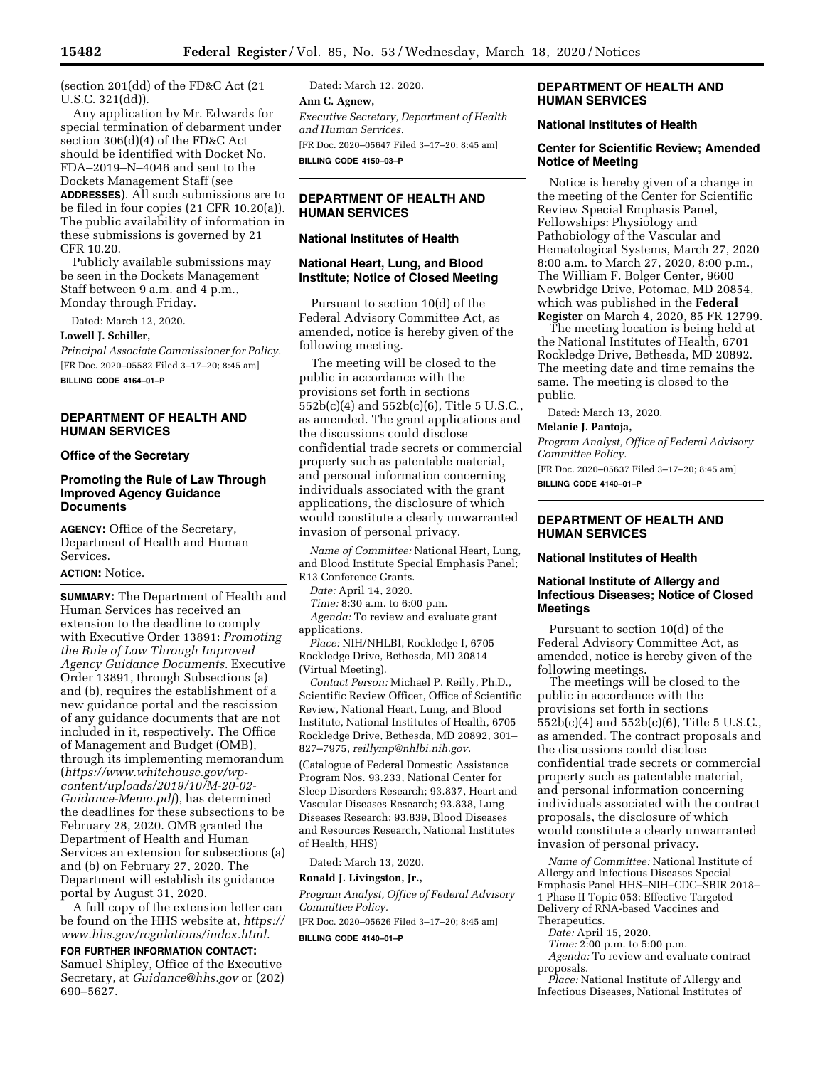(section 201(dd) of the FD&C Act (21 U.S.C. 321(dd)).

Any application by Mr. Edwards for special termination of debarment under section 306(d)(4) of the FD&C Act should be identified with Docket No. FDA–2019–N–4046 and sent to the Dockets Management Staff (see **ADDRESSES**). All such submissions are to be filed in four copies (21 CFR 10.20(a)). The public availability of information in these submissions is governed by 21 CFR 10.20.

Publicly available submissions may be seen in the Dockets Management Staff between 9 a.m. and 4 p.m., Monday through Friday.

Dated: March 12, 2020.

**Lowell J. Schiller,**

*Principal Associate Commissioner for Policy.*

[FR Doc. 2020–05582 Filed 3–17–20; 8:45 am]

**BILLING CODE 4164–01–P**

---

## DEPARTMENT OF HEALTH AND HUMAN SERVICES

### Office of the Secretary

### Promoting the Rule of Law Through Improved Agency Guidance Documents

**AGENCY:** Office of the Secretary, Department of Health and Human Services.

**ACTION:** Notice.

**SUMMARY:** The Department of Health and Human Services has received an extension to the deadline to comply with Executive Order 13891: *Promoting the Rule of Law Through Improved Agency Guidance Documents.* Executive Order 13891, through Subsections (a) and (b), requires the establishment of a new guidance portal and the rescission of any guidance documents that are not included in it, respectively. The Office of Management and Budget (OMB), through its implementing memorandum (*https://www.whitehouse.gov/wp-content/uploads/2019/10/M-20-02-Guidance-Memo.pdf*), has determined the deadlines for these subsections to be February 28, 2020. OMB granted the Department of Health and Human Services an extension for subsections (a) and (b) on February 27, 2020. The Department will establish its guidance portal by August 31, 2020.

A full copy of the extension letter can be found on the HHS website at, *https://www.hhs.gov/regulations/index.html*.

**FOR FURTHER INFORMATION CONTACT:** Samuel Shipley, Office of the Executive Secretary, at *Guidance@hhs.gov* or (202) 690–5627.

Dated: March 12, 2020.

**Ann C. Agnew,**

*Executive Secretary, Department of Health and Human Services.*

[FR Doc. 2020–05647 Filed 3–17–20; 8:45 am]

**BILLING CODE 4150–03–P**

---

## DEPARTMENT OF HEALTH AND HUMAN SERVICES

### National Institutes of Health

### National Heart, Lung, and Blood Institute; Notice of Closed Meeting

Pursuant to section 10(d) of the Federal Advisory Committee Act, as amended, notice is hereby given of the following meeting.

The meeting will be closed to the public in accordance with the provisions set forth in sections 552b(c)(4) and 552b(c)(6), Title 5 U.S.C., as amended. The grant applications and the discussions could disclose confidential trade secrets or commercial property such as patentable material, and personal information concerning individuals associated with the grant applications, the disclosure of which would constitute a clearly unwarranted invasion of personal privacy.

*Name of Committee:* National Heart, Lung, and Blood Institute Special Emphasis Panel; R13 Conference Grants.

*Date:* April 14, 2020.

*Time:* 8:30 a.m. to 6:00 p.m.

*Agenda:* To review and evaluate grant applications.

*Place:* NIH/NHLBI, Rockledge I, 6705 Rockledge Drive, Bethesda, MD 20814 (Virtual Meeting).

*Contact Person:* Michael P. Reilly, Ph.D., Scientific Review Officer, Office of Scientific Review, National Heart, Lung, and Blood Institute, National Institutes of Health, 6705 Rockledge Drive, Bethesda, MD 20892, 301–827–7975, *reillymp@nhlbi.nih.gov.*

(Catalogue of Federal Domestic Assistance Program Nos. 93.233, National Center for Sleep Disorders Research; 93.837, Heart and Vascular Diseases Research; 93.838, Lung Diseases Research; 93.839, Blood Diseases and Resources Research, National Institutes of Health, HHS)

Dated: March 13, 2020.

**Ronald J. Livingston, Jr.,**

*Program Analyst, Office of Federal Advisory Committee Policy.*

[FR Doc. 2020–05626 Filed 3–17–20; 8:45 am]

**BILLING CODE 4140–01–P**

---

## DEPARTMENT OF HEALTH AND HUMAN SERVICES

### National Institutes of Health

### Center for Scientific Review; Amended Notice of Meeting

Notice is hereby given of a change in the meeting of the Center for Scientific Review Special Emphasis Panel, Fellowships: Physiology and Pathobiology of the Vascular and Hematological Systems, March 27, 2020 8:00 a.m. to March 27, 2020, 8:00 p.m., The William F. Bolger Center, 9600 Newbridge Drive, Potomac, MD 20854, which was published in the **Federal Register** on March 4, 2020, 85 FR 12799.

The meeting location is being held at the National Institutes of Health, 6701 Rockledge Drive, Bethesda, MD 20892. The meeting date and time remains the same. The meeting is closed to the public.

Dated: March 13, 2020.

**Melanie J. Pantoja,**

*Program Analyst, Office of Federal Advisory Committee Policy.*

[FR Doc. 2020–05637 Filed 3–17–20; 8:45 am]

**BILLING CODE 4140–01–P**

---

## DEPARTMENT OF HEALTH AND HUMAN SERVICES

### National Institutes of Health

### National Institute of Allergy and Infectious Diseases; Notice of Closed Meetings

Pursuant to section 10(d) of the Federal Advisory Committee Act, as amended, notice is hereby given of the following meetings.

The meetings will be closed to the public in accordance with the provisions set forth in sections 552b(c)(4) and 552b(c)(6), Title 5 U.S.C., as amended. The contract proposals and the discussions could disclose confidential trade secrets or commercial property such as patentable material, and personal information concerning individuals associated with the contract proposals, the disclosure of which would constitute a clearly unwarranted invasion of personal privacy.

*Name of Committee:* National Institute of Allergy and Infectious Diseases Special Emphasis Panel HHS–NIH–CDC–SBIR 2018–1 Phase II Topic 053: Effective Targeted Delivery of RNA-based Vaccines and Therapeutics.

*Date:* April 15, 2020.

*Time:* 2:00 p.m. to 5:00 p.m.

*Agenda:* To review and evaluate contract proposals.

*Place:* National Institute of Allergy and Infectious Diseases, National Institutes of